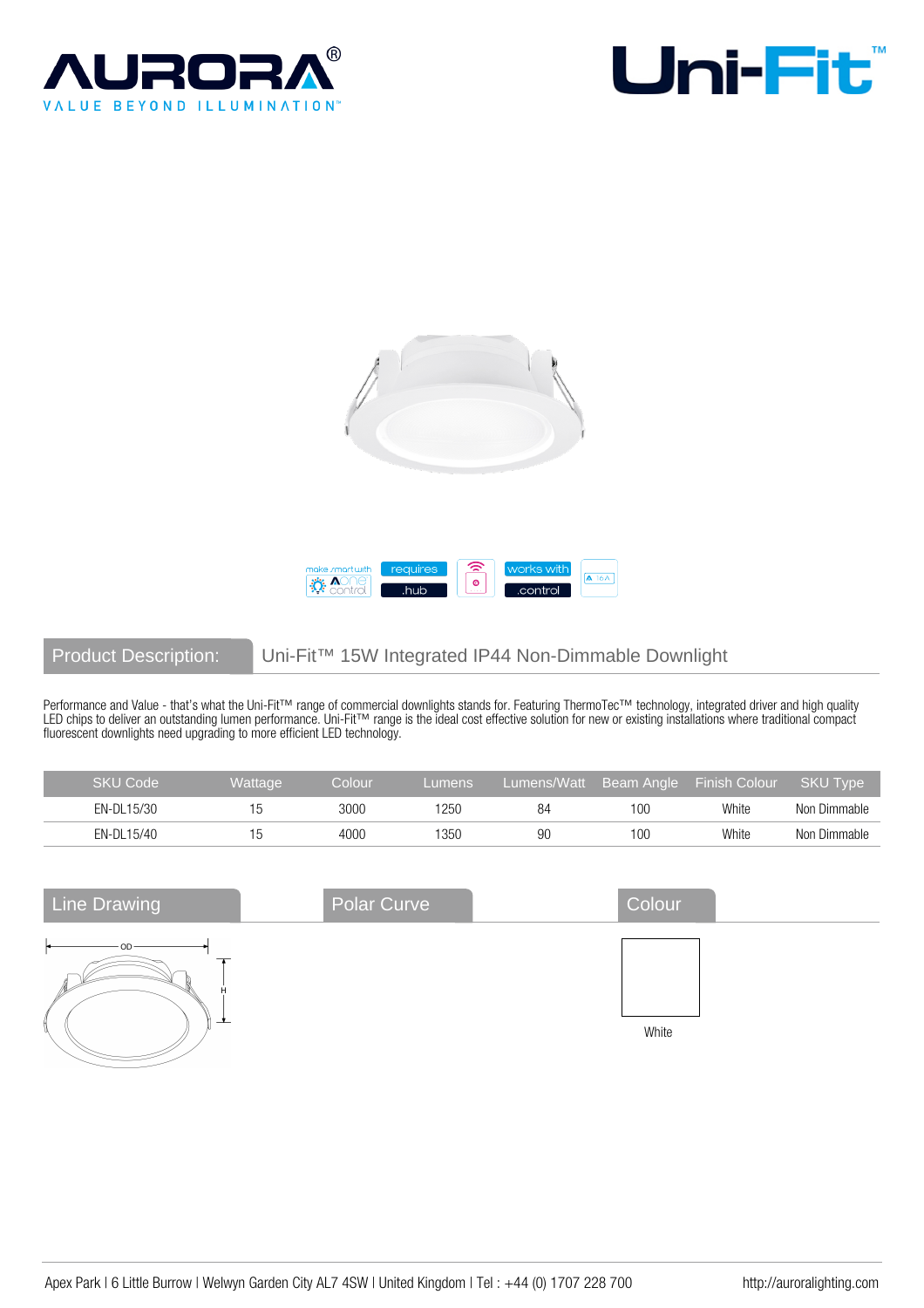AURORA®

VALUE BEYOND ILLUMINATION™

Uni-Fit™

make smart with Aone control | requires .hub | works with .control

## Product Description: Uni-Fit™ 15W Integrated IP44 Non-Dimmable Downlight

Performance and Value - that's what the Uni-Fit™ range of commercial downlights stands for. Featuring ThermoTec™ technology, integrated driver and high quality LED chips to deliver an outstanding lumen performance. Uni-Fit™ range is the ideal cost effective solution for new or existing installations where traditional compact fluorescent downlights need upgrading to more efficient LED technology.

| SKU Code | Wattage | Colour | Lumens | Lumens/Watt | Beam Angle | Finish Colour | SKU Type |
|---|---|---|---|---|---|---|---|
| EN-DL15/30 | 15 | 3000 | 1250 | 84 | 100 | White | Non Dimmable |
| EN-DL15/40 | 15 | 4000 | 1350 | 90 | 100 | White | Non Dimmable |

## Line Drawing

OD

H

## Polar Curve

## Colour

White

Apex Park | 6 Little Burrow | Welwyn Garden City AL7 4SW | United Kingdom | Tel : +44 (0) 1707 228 700

http://auroralighting.com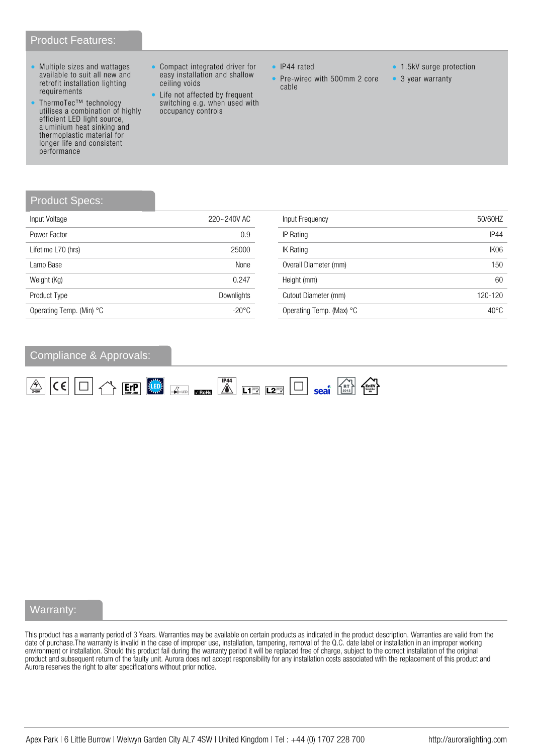## Product Features:

- Multiple sizes and wattages available to suit all new and retrofit installation lighting requirements
- ThermoTec™ technology utilises a combination of highly efficient LED light source, aluminium heat sinking and thermoplastic material for longer life and consistent performance
- Compact integrated driver for easy installation and shallow ceiling voids
- Life not affected by frequent switching e.g. when used with occupancy controls
- IP44 rated
- Pre-wired with 500mm 2 core cable
- 1.5kV surge protection
- 3 year warranty

## Product Specs:

| | | | |
|---|---|---|---|
| Input Voltage | 220~240V AC | Input Frequency | 50/60HZ |
| Power Factor | 0.9 | IP Rating | IP44 |
| Lifetime L70 (hrs) | 25000 | IK Rating | IK06 |
| Lamp Base | None | Overall Diameter (mm) | 150 |
| Weight (Kg) | 0.247 | Height (mm) | 60 |
| Product Type | Downlights | Cutout Diameter (mm) | 120-120 |
| Operating Temp. (Min) °C | -20°C | Operating Temp. (Max) °C | 40°C |

## Compliance & Approvals:

## Warranty:

This product has a warranty period of 3 Years. Warranties may be available on certain products as indicated in the product description. Warranties are valid from the date of purchase.The warranty is invalid in the case of improper use, installation, tampering, removal of the Q.C. date label or installation in an improper working environment or installation. Should this product fail during the warranty period it will be replaced free of charge, subject to the correct installation of the original product and subsequent return of the faulty unit. Aurora does not accept responsibility for any installation costs associated with the replacement of this product and Aurora reserves the right to alter specifications without prior notice.

Apex Park | 6 Little Burrow | Welwyn Garden City AL7 4SW | United Kingdom | Tel : +44 (0) 1707 228 700 http://auroralighting.com